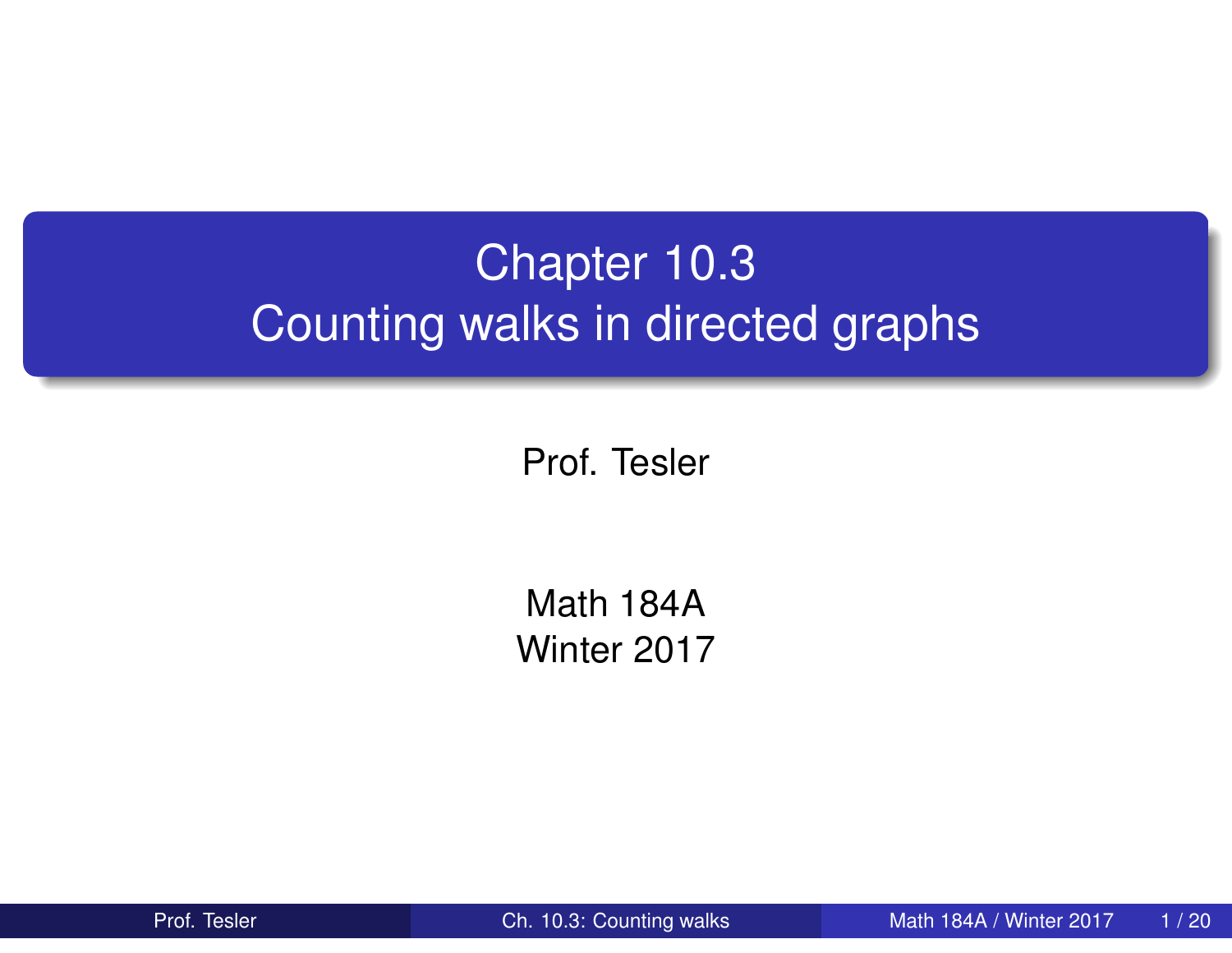# Chapter 10.3
# Counting walks in directed graphs

Prof. Tesler

Math 184A
Winter 2017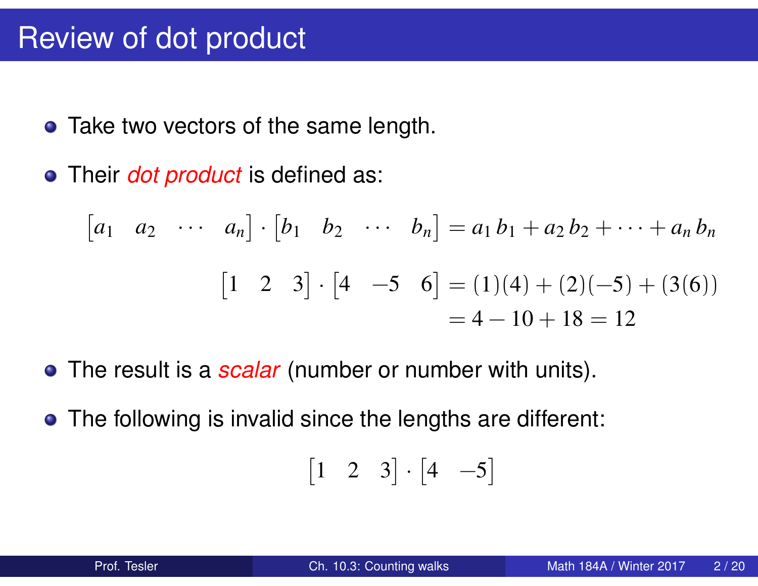# Review of dot product

- Take two vectors of the same length.
- Their *dot product* is defined as:

$$\begin{bmatrix} a_1 & a_2 & \cdots & a_n \end{bmatrix} \cdot \begin{bmatrix} b_1 & b_2 & \cdots & b_n \end{bmatrix} = a_1\, b_1 + a_2\, b_2 + \cdots + a_n\, b_n$$

$$\begin{aligned} \begin{bmatrix} 1 & 2 & 3 \end{bmatrix} \cdot \begin{bmatrix} 4 & -5 & 6 \end{bmatrix} &= (1)(4) + (2)(-5) + (3(6)) \\ &= 4 - 10 + 18 = 12 \end{aligned}$$

- The result is a *scalar* (number or number with units).
- The following is invalid since the lengths are different:

$$\begin{bmatrix} 1 & 2 & 3 \end{bmatrix} \cdot \begin{bmatrix} 4 & -5 \end{bmatrix}$$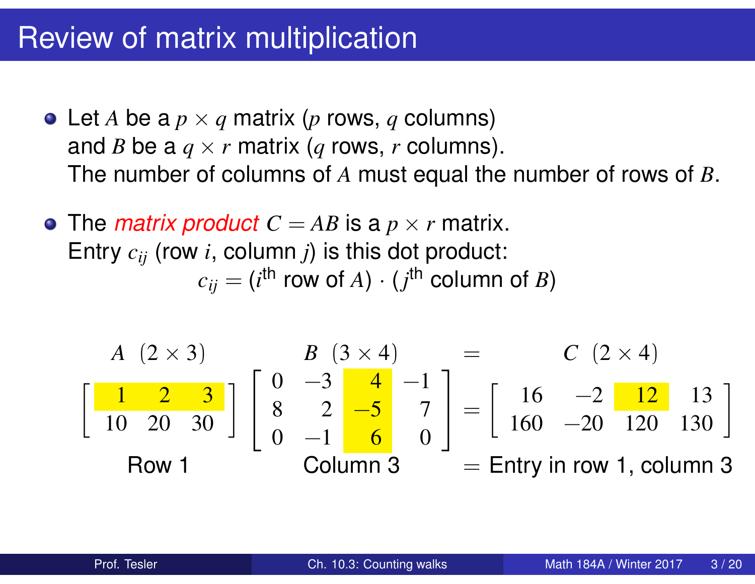# Review of matrix multiplication

- Let $A$ be a $p \times q$ matrix ($p$ rows, $q$ columns) and $B$ be a $q \times r$ matrix ($q$ rows, $r$ columns). The number of columns of $A$ must equal the number of rows of $B$.
- The *matrix product* $C = AB$ is a $p \times r$ matrix. Entry $c_{ij}$ (row $i$, column $j$) is this dot product:
$$c_{ij} = (i^{\text{th}} \text{ row of } A) \cdot (j^{\text{th}} \text{ column of } B)$$

$$\underset{A\ (2\times 3)}{\begin{bmatrix} 1 & 2 & 3 \\ 10 & 20 & 30 \end{bmatrix}} \underset{B\ (3\times 4)}{\begin{bmatrix} 0 & -3 & 4 & -1 \\ 8 & 2 & -5 & 7 \\ 0 & -1 & 6 & 0 \end{bmatrix}} = \underset{C\ (2\times 4)}{\begin{bmatrix} 16 & -2 & 12 & 13 \\ 160 & -20 & 120 & 130 \end{bmatrix}}$$

Row 1 · Column 3 = Entry in row 1, column 3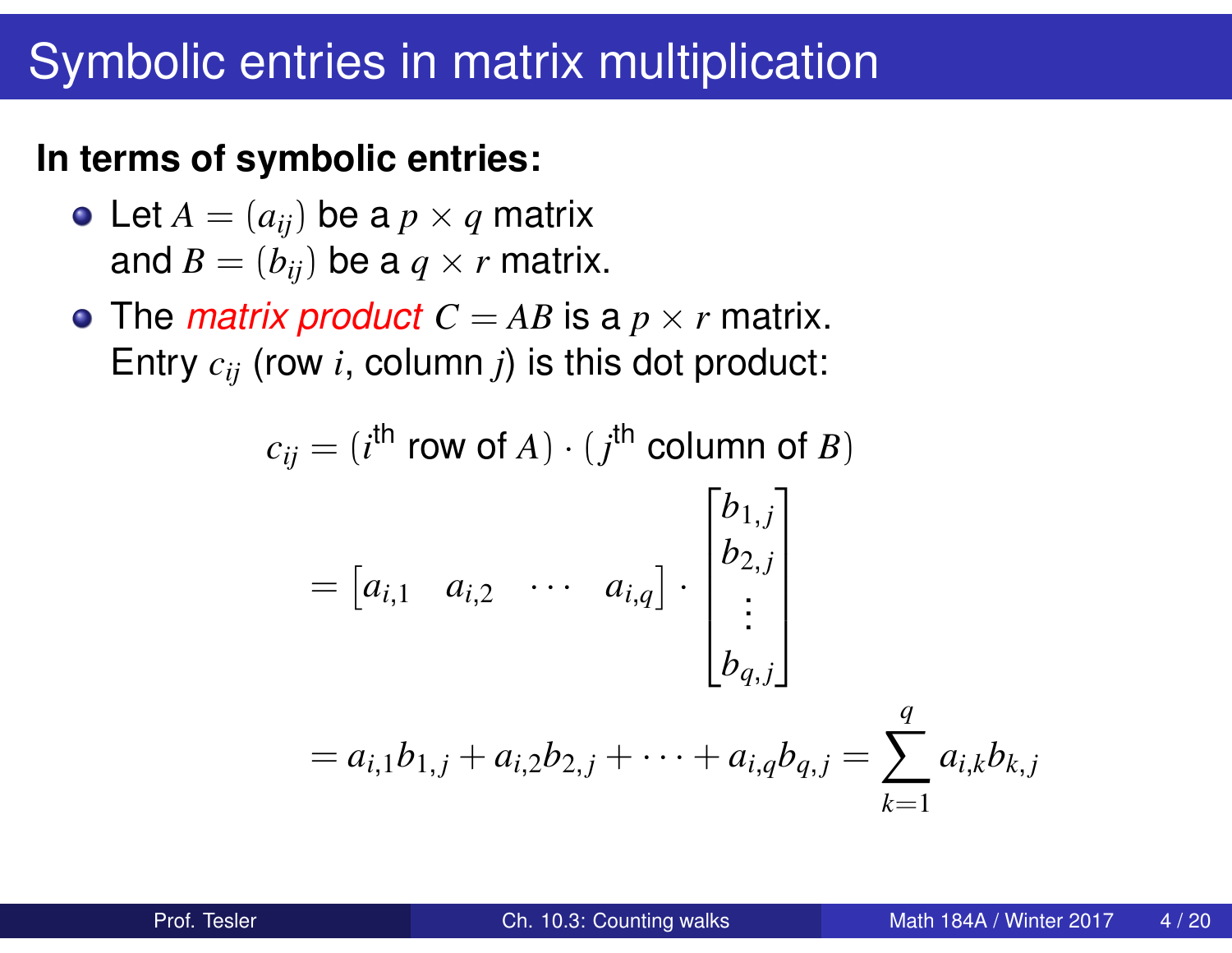# Symbolic entries in matrix multiplication

**In terms of symbolic entries:**

- Let $A = (a_{ij})$ be a $p \times q$ matrix and $B = (b_{ij})$ be a $q \times r$ matrix.
- The *matrix product* $C = AB$ is a $p \times r$ matrix. Entry $c_{ij}$ (row $i$, column $j$) is this dot product:

$$
\begin{aligned}
c_{ij} &= (i^{\text{th}} \text{ row of } A) \cdot (j^{\text{th}} \text{ column of } B) \\
&= \begin{bmatrix} a_{i,1} & a_{i,2} & \cdots & a_{i,q} \end{bmatrix} \cdot \begin{bmatrix} b_{1,j} \\ b_{2,j} \\ \vdots \\ b_{q,j} \end{bmatrix} \\
&= a_{i,1} b_{1,j} + a_{i,2} b_{2,j} + \cdots + a_{i,q} b_{q,j} = \sum_{k=1}^{q} a_{i,k} b_{k,j}
\end{aligned}
$$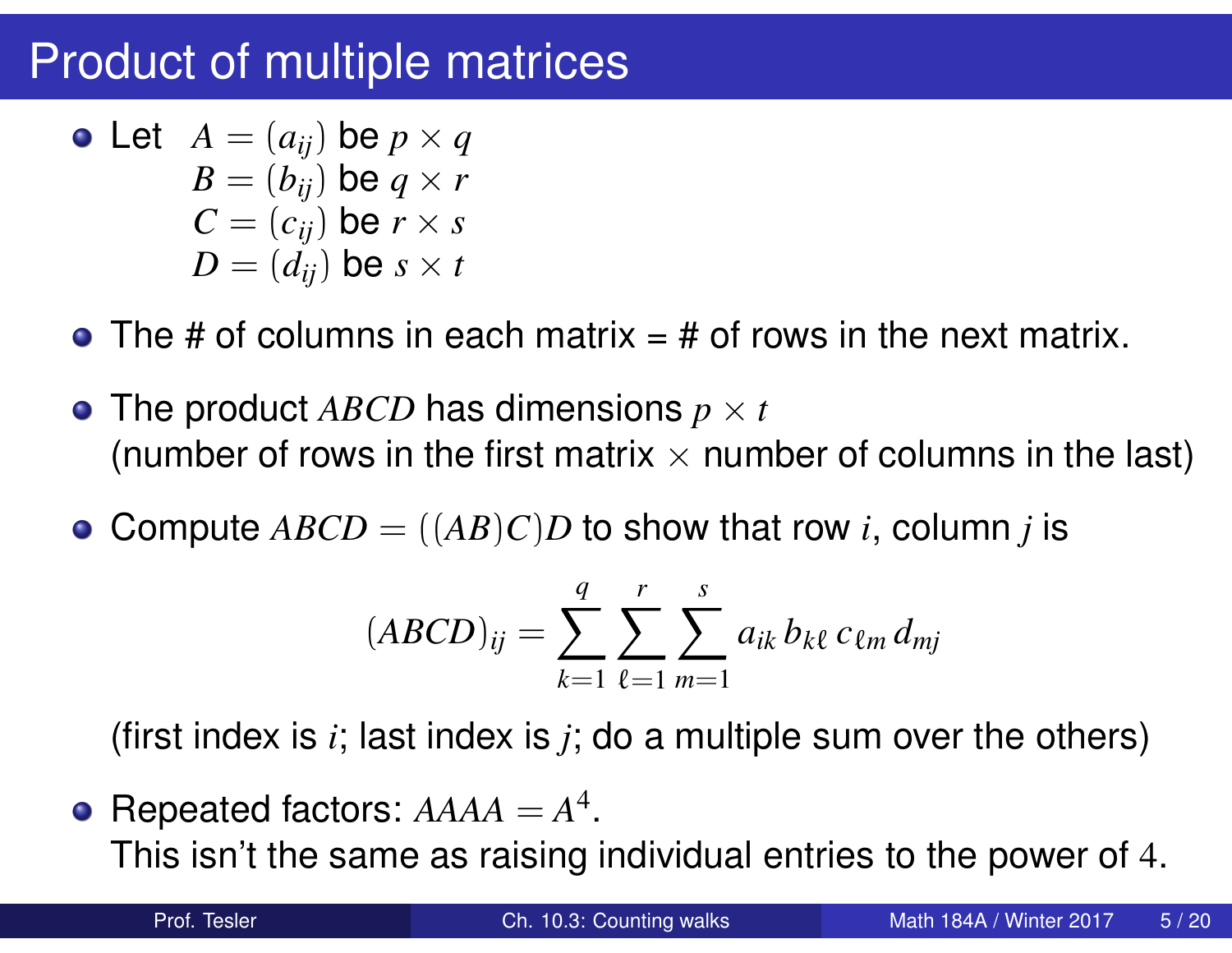# Product of multiple matrices

- Let $A = (a_{ij})$ be $p \times q$
  $B = (b_{ij})$ be $q \times r$
  $C = (c_{ij})$ be $r \times s$
  $D = (d_{ij})$ be $s \times t$

- The # of columns in each matrix = # of rows in the next matrix.

- The product $ABCD$ has dimensions $p \times t$
  (number of rows in the first matrix $\times$ number of columns in the last)

- Compute $ABCD = ((AB)C)D$ to show that row $i$, column $j$ is

$$(ABCD)_{ij} = \sum_{k=1}^{q} \sum_{\ell=1}^{r} \sum_{m=1}^{s} a_{ik}\, b_{k\ell}\, c_{\ell m}\, d_{mj}$$

  (first index is $i$; last index is $j$; do a multiple sum over the others)

- Repeated factors: $AAAA = A^4$.
  This isn't the same as raising individual entries to the power of $4$.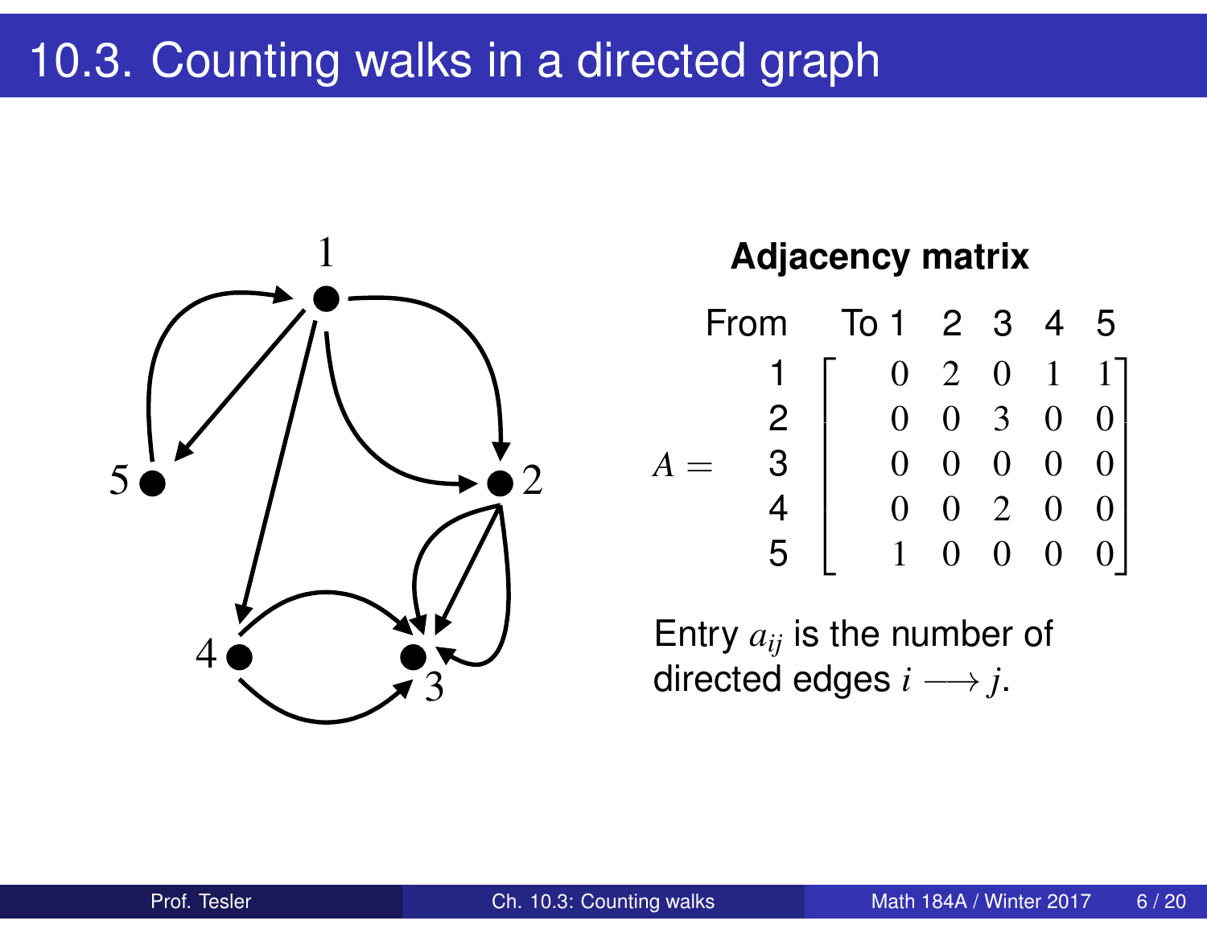# 10.3. Counting walks in a directed graph

**Adjacency matrix**

$$A = \begin{array}{c} \text{From} \\ 1 \\ 2 \\ 3 \\ 4 \\ 5 \end{array} \begin{array}{c} \text{To } 1 \quad 2 \quad 3 \quad 4 \quad 5 \\ \begin{bmatrix} 0 & 2 & 0 & 1 & 1 \\ 0 & 0 & 3 & 0 & 0 \\ 0 & 0 & 0 & 0 & 0 \\ 0 & 0 & 2 & 0 & 0 \\ 1 & 0 & 0 & 0 & 0 \end{bmatrix} \end{array}$$

Entry $a_{ij}$ is the number of directed edges $i \longrightarrow j$.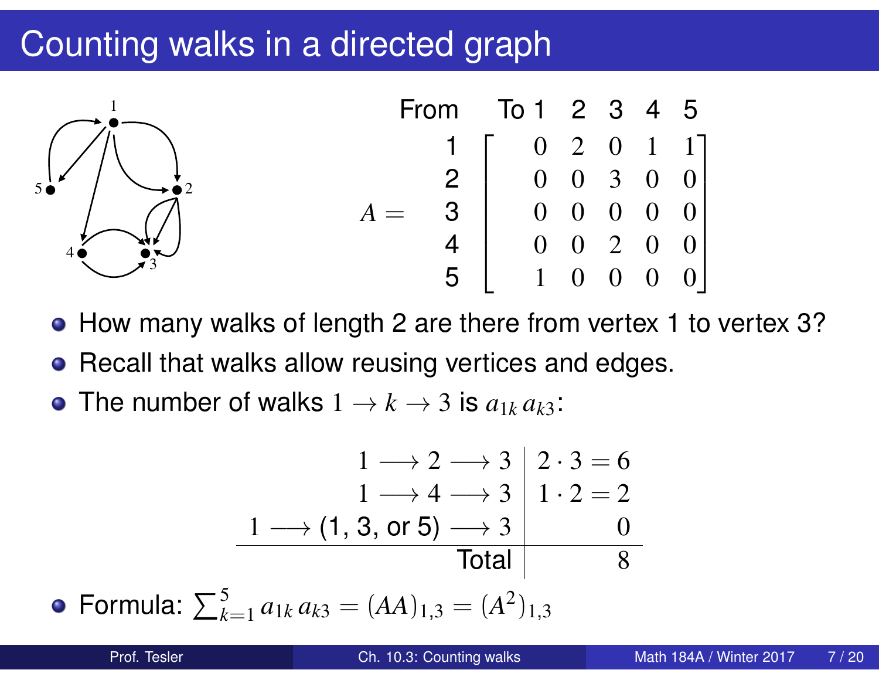# Counting walks in a directed graph

$$A = \begin{array}{c} \text{From} \\ 1 \\ 2 \\ 3 \\ 4 \\ 5 \end{array} \begin{array}{c} \text{To } 1 \quad 2 \quad 3 \quad 4 \quad 5 \\ \begin{bmatrix} 0 & 2 & 0 & 1 & 1 \\ 0 & 0 & 3 & 0 & 0 \\ 0 & 0 & 0 & 0 & 0 \\ 0 & 0 & 2 & 0 & 0 \\ 1 & 0 & 0 & 0 & 0 \end{bmatrix} \end{array}$$

- How many walks of length 2 are there from vertex 1 to vertex 3?
- Recall that walks allow reusing vertices and edges.
- The number of walks $1 \to k \to 3$ is $a_{1k}\, a_{k3}$:

| | |
|---|---|
| $1 \longrightarrow 2 \longrightarrow 3$ | $2 \cdot 3 = 6$ |
| $1 \longrightarrow 4 \longrightarrow 3$ | $1 \cdot 2 = 2$ |
| $1 \longrightarrow$ (1, 3, or 5) $\longrightarrow 3$ | $0$ |
| Total | $8$ |

- Formula: $\sum_{k=1}^{5} a_{1k}\, a_{k3} = (AA)_{1,3} = (A^2)_{1,3}$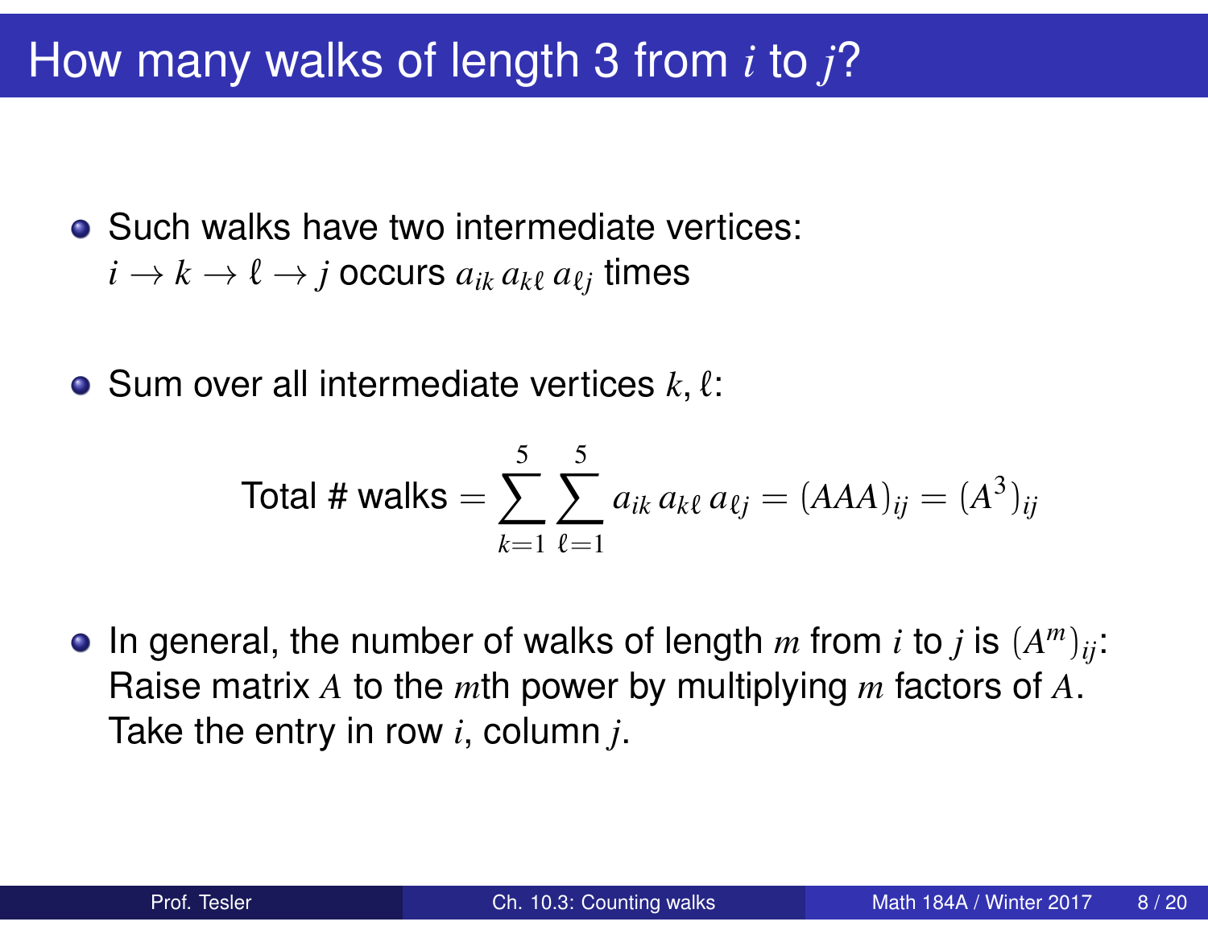# How many walks of length 3 from $i$ to $j$?

- Such walks have two intermediate vertices:
  $i \to k \to \ell \to j$ occurs $a_{ik}\, a_{k\ell}\, a_{\ell j}$ times

- Sum over all intermediate vertices $k, \ell$:

$$\text{Total \# walks} = \sum_{k=1}^{5} \sum_{\ell=1}^{5} a_{ik}\, a_{k\ell}\, a_{\ell j} = (AAA)_{ij} = (A^3)_{ij}$$

- In general, the number of walks of length $m$ from $i$ to $j$ is $(A^m)_{ij}$:
  Raise matrix $A$ to the $m$th power by multiplying $m$ factors of $A$.
  Take the entry in row $i$, column $j$.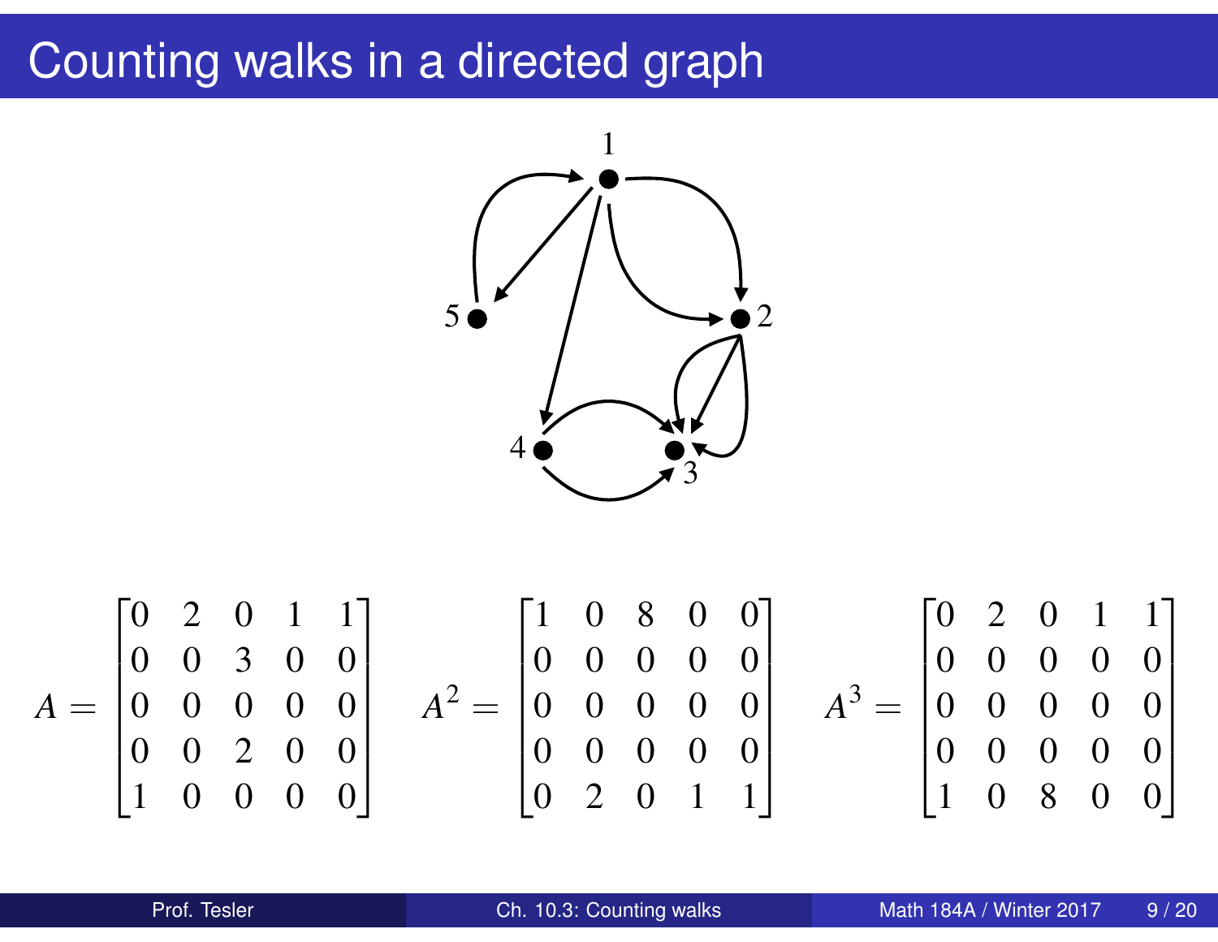# Counting walks in a directed graph

$$A = \begin{bmatrix} 0 & 2 & 0 & 1 & 1 \\ 0 & 0 & 3 & 0 & 0 \\ 0 & 0 & 0 & 0 & 0 \\ 0 & 0 & 2 & 0 & 0 \\ 1 & 0 & 0 & 0 & 0 \end{bmatrix} \quad A^2 = \begin{bmatrix} 1 & 0 & 8 & 0 & 0 \\ 0 & 0 & 0 & 0 & 0 \\ 0 & 0 & 0 & 0 & 0 \\ 0 & 0 & 0 & 0 & 0 \\ 0 & 2 & 0 & 1 & 1 \end{bmatrix} \quad A^3 = \begin{bmatrix} 0 & 2 & 0 & 1 & 1 \\ 0 & 0 & 0 & 0 & 0 \\ 0 & 0 & 0 & 0 & 0 \\ 0 & 0 & 0 & 0 & 0 \\ 1 & 0 & 8 & 0 & 0 \end{bmatrix}$$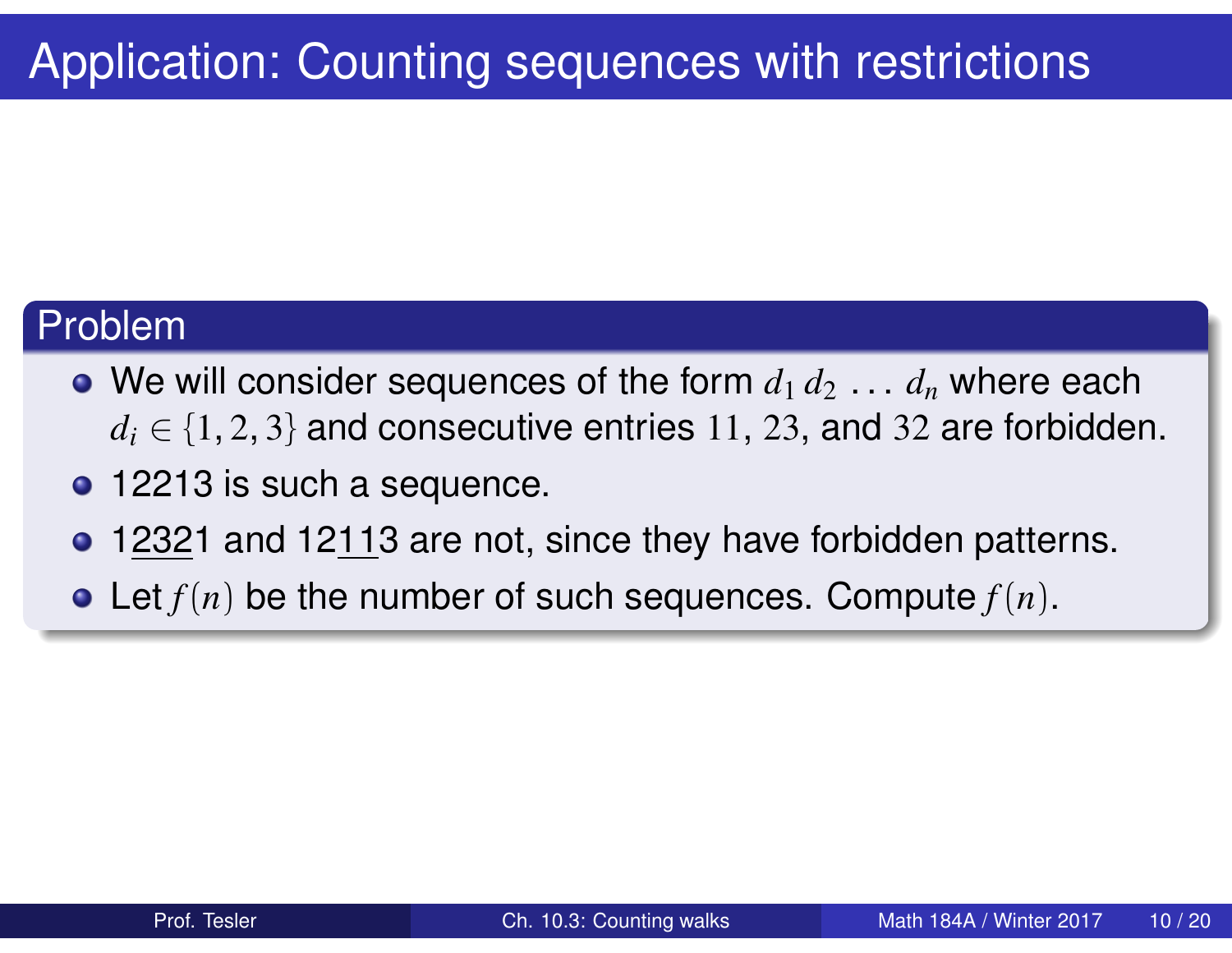# Application: Counting sequences with restrictions

## Problem

- We will consider sequences of the form $d_1\,d_2\,\ldots\,d_n$ where each $d_i \in \{1, 2, 3\}$ and consecutive entries $11$, $23$, and $32$ are forbidden.
- 12213 is such a sequence.
- 1<u>232</u>1 and 12<u>11</u>3 are not, since they have forbidden patterns.
- Let $f(n)$ be the number of such sequences. Compute $f(n)$.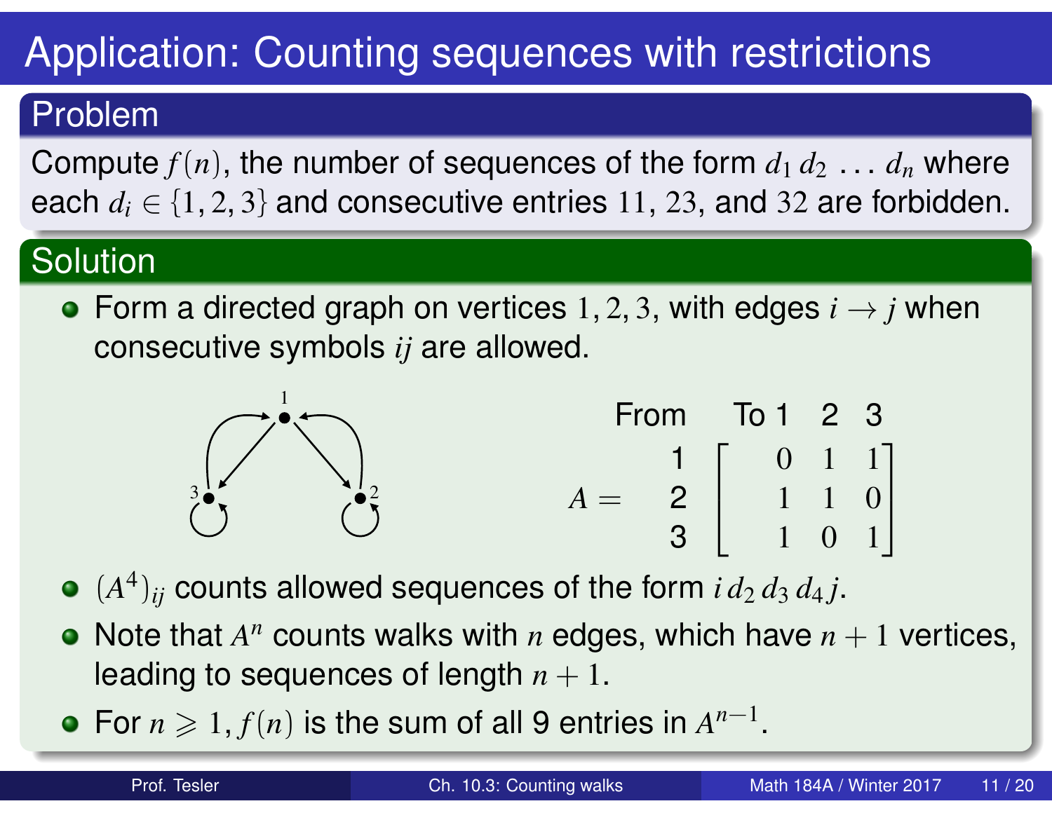# Application: Counting sequences with restrictions

## Problem

Compute $f(n)$, the number of sequences of the form $d_1\, d_2\, \ldots\, d_n$ where each $d_i \in \{1, 2, 3\}$ and consecutive entries $11$, $23$, and $32$ are forbidden.

## Solution

- Form a directed graph on vertices $1, 2, 3$, with edges $i \to j$ when consecutive symbols $ij$ are allowed.

$$A = \begin{array}{c} \text{From} \\ 1 \\ 2 \\ 3 \end{array} \begin{array}{c} \text{To } 1 \quad 2 \quad 3 \\ \begin{bmatrix} 0 & 1 & 1 \\ 1 & 1 & 0 \\ 1 & 0 & 1 \end{bmatrix} \end{array}$$

- $(A^4)_{ij}$ counts allowed sequences of the form $i\, d_2\, d_3\, d_4\, j$.
- Note that $A^n$ counts walks with $n$ edges, which have $n + 1$ vertices, leading to sequences of length $n + 1$.
- For $n \geqslant 1$, $f(n)$ is the sum of all 9 entries in $A^{n-1}$.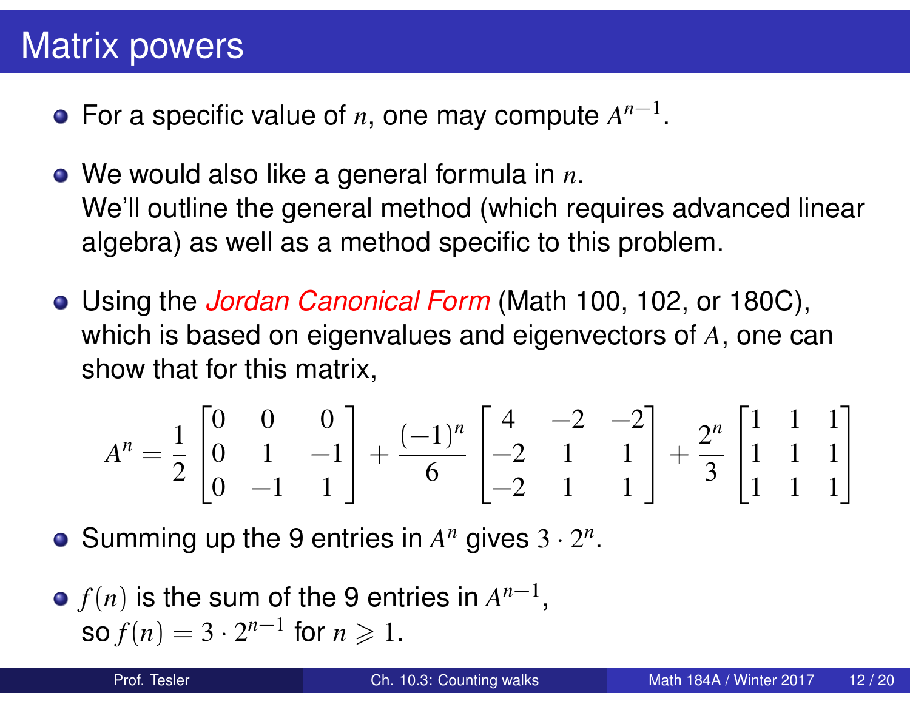# Matrix powers

- For a specific value of $n$, one may compute $A^{n-1}$.
- We would also like a general formula in $n$.
  We'll outline the general method (which requires advanced linear algebra) as well as a method specific to this problem.
- Using the *Jordan Canonical Form* (Math 100, 102, or 180C), which is based on eigenvalues and eigenvectors of $A$, one can show that for this matrix,

$$A^n = \frac{1}{2}\begin{bmatrix} 0 & 0 & 0 \\ 0 & 1 & -1 \\ 0 & -1 & 1 \end{bmatrix} + \frac{(-1)^n}{6}\begin{bmatrix} 4 & -2 & -2 \\ -2 & 1 & 1 \\ -2 & 1 & 1 \end{bmatrix} + \frac{2^n}{3}\begin{bmatrix} 1 & 1 & 1 \\ 1 & 1 & 1 \\ 1 & 1 & 1 \end{bmatrix}$$

- Summing up the 9 entries in $A^n$ gives $3 \cdot 2^n$.
- $f(n)$ is the sum of the 9 entries in $A^{n-1}$,
  so $f(n) = 3 \cdot 2^{n-1}$ for $n \geqslant 1$.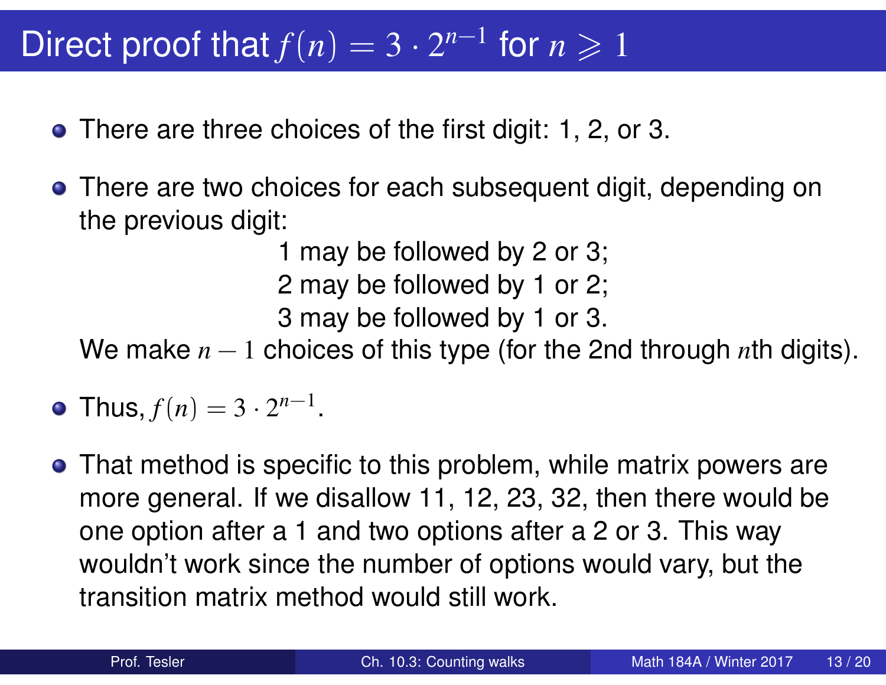# Direct proof that $f(n) = 3 \cdot 2^{n-1}$ for $n \geqslant 1$

- There are three choices of the first digit: 1, 2, or 3.
- There are two choices for each subsequent digit, depending on the previous digit:

  1 may be followed by 2 or 3;
  2 may be followed by 1 or 2;
  3 may be followed by 1 or 3.

  We make $n-1$ choices of this type (for the 2nd through $n$th digits).
- Thus, $f(n) = 3 \cdot 2^{n-1}$.
- That method is specific to this problem, while matrix powers are more general. If we disallow 11, 12, 23, 32, then there would be one option after a 1 and two options after a 2 or 3. This way wouldn't work since the number of options would vary, but the transition matrix method would still work.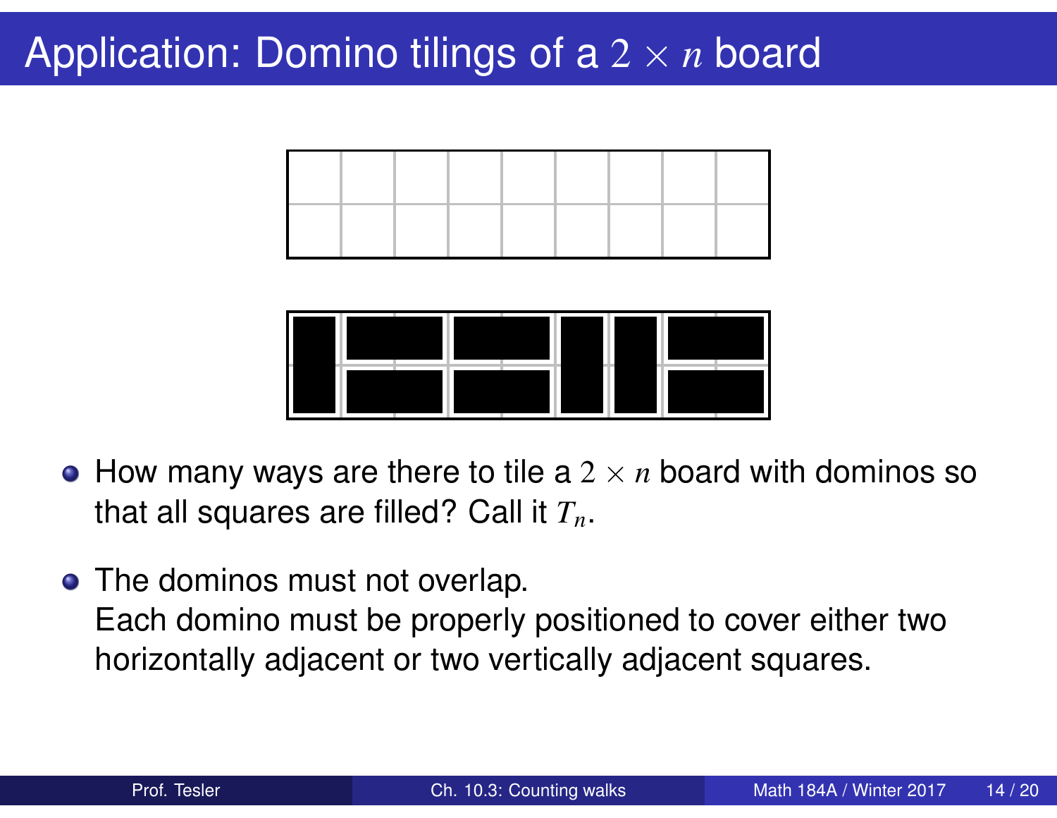# Application: Domino tilings of a $2 \times n$ board

- How many ways are there to tile a $2 \times n$ board with dominos so that all squares are filled? Call it $T_n$.
- The dominos must not overlap.
  Each domino must be properly positioned to cover either two horizontally adjacent or two vertically adjacent squares.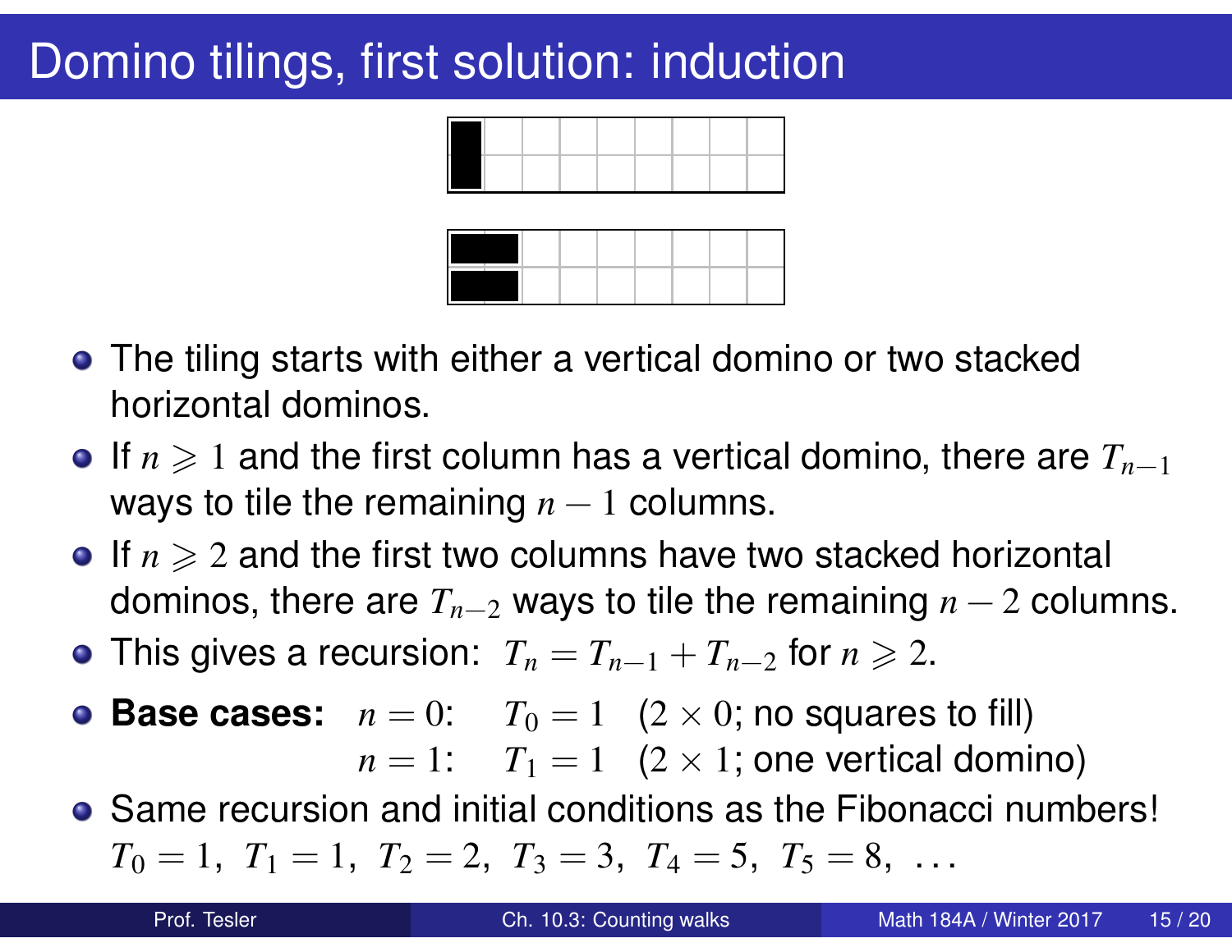# Domino tilings, first solution: induction

- The tiling starts with either a vertical domino or two stacked horizontal dominos.
- If $n \geqslant 1$ and the first column has a vertical domino, there are $T_{n-1}$ ways to tile the remaining $n-1$ columns.
- If $n \geqslant 2$ and the first two columns have two stacked horizontal dominos, there are $T_{n-2}$ ways to tile the remaining $n-2$ columns.
- This gives a recursion: $T_n = T_{n-1} + T_{n-2}$ for $n \geqslant 2$.
- **Base cases:** $n = 0$: $T_0 = 1$ ($2 \times 0$; no squares to fill)
  $n = 1$: $T_1 = 1$ ($2 \times 1$; one vertical domino)
- Same recursion and initial conditions as the Fibonacci numbers!
  $T_0 = 1,\ T_1 = 1,\ T_2 = 2,\ T_3 = 3,\ T_4 = 5,\ T_5 = 8,\ \ldots$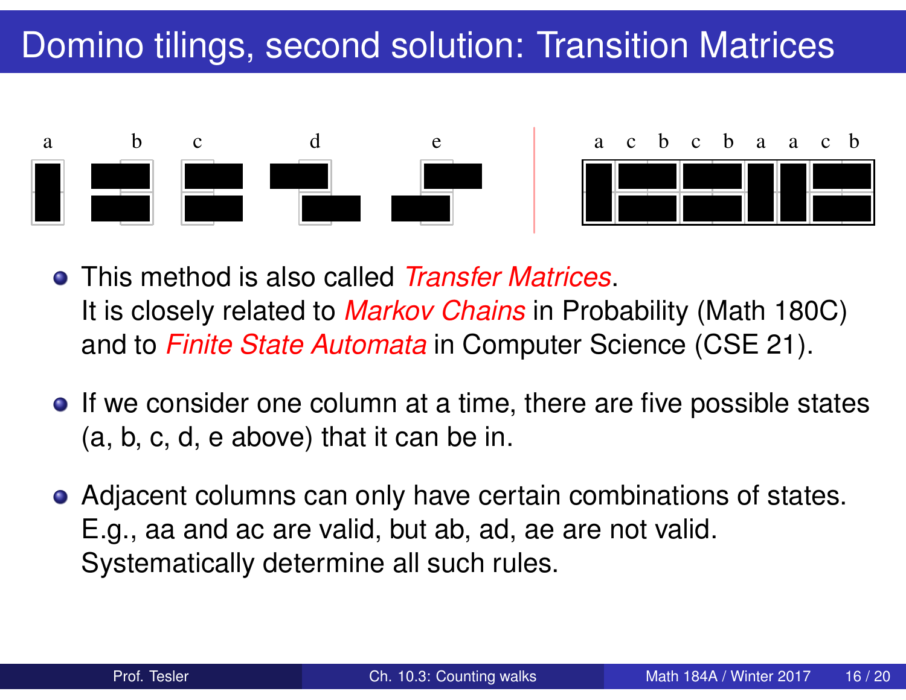# Domino tilings, second solution: Transition Matrices

a b c d e

a c b c b a a c b

- This method is also called *Transfer Matrices*.
  It is closely related to *Markov Chains* in Probability (Math 180C) and to *Finite State Automata* in Computer Science (CSE 21).

- If we consider one column at a time, there are five possible states (a, b, c, d, e above) that it can be in.

- Adjacent columns can only have certain combinations of states.
  E.g., aa and ac are valid, but ab, ad, ae are not valid.
  Systematically determine all such rules.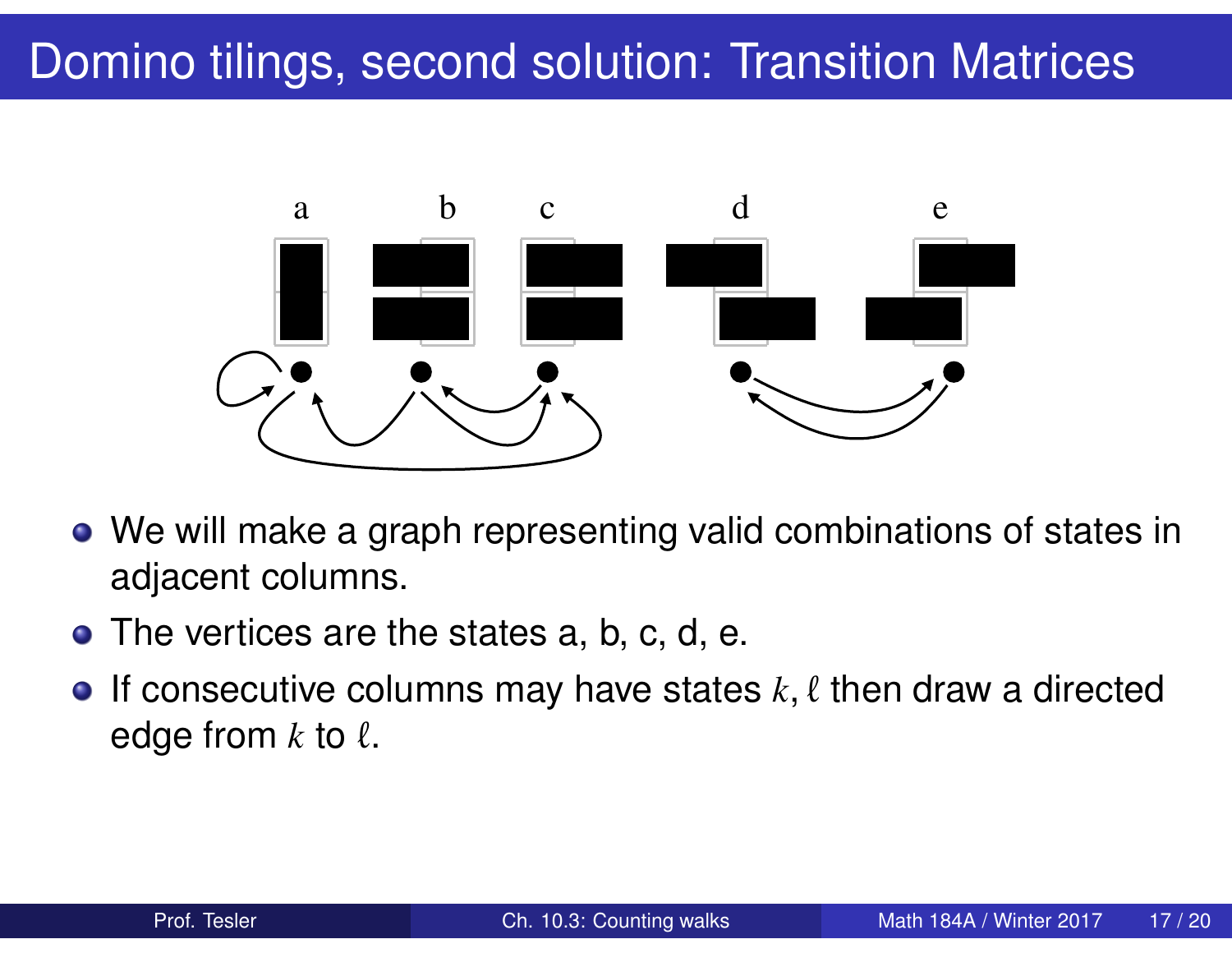# Domino tilings, second solution: Transition Matrices

a b c d e

- We will make a graph representing valid combinations of states in adjacent columns.
- The vertices are the states a, b, c, d, e.
- If consecutive columns may have states $k, \ell$ then draw a directed edge from $k$ to $\ell$.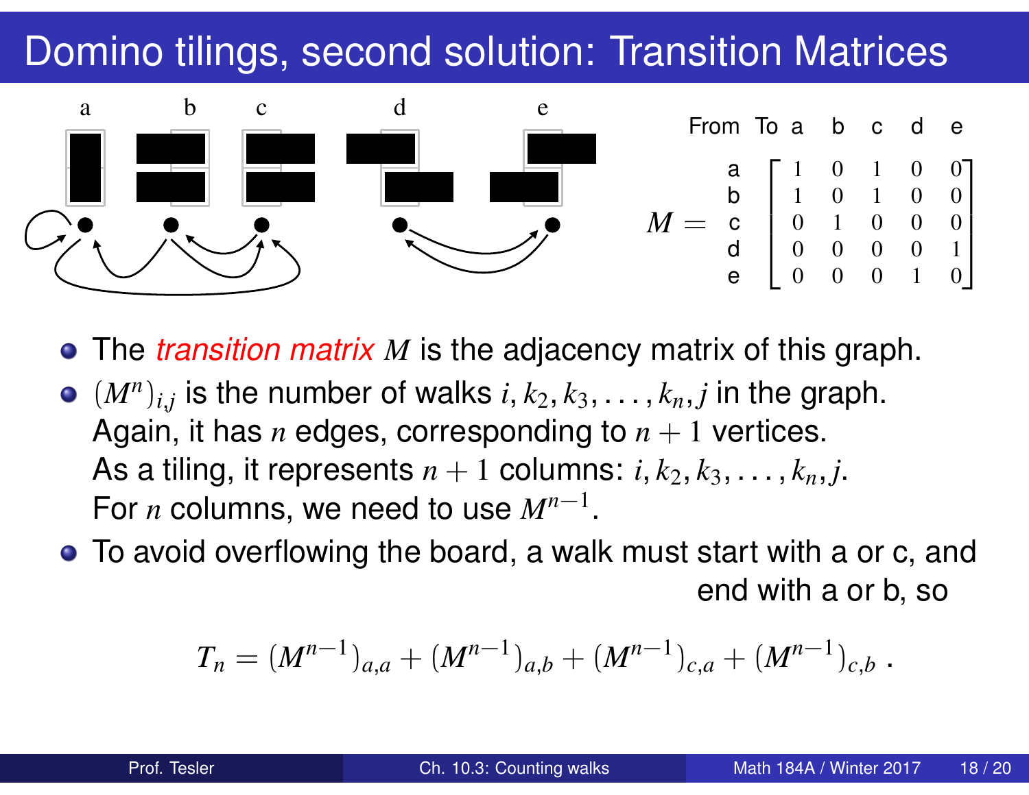# Domino tilings, second solution: Transition Matrices

a b c d e

$$M = \begin{array}{c} \text{From} \backslash \text{To} \\ a \\ b \\ c \\ d \\ e \end{array} \begin{array}{c} \begin{array}{ccccc} a & b & c & d & e \end{array} \\ \begin{bmatrix} 1 & 0 & 1 & 0 & 0 \\ 1 & 0 & 1 & 0 & 0 \\ 0 & 1 & 0 & 0 & 0 \\ 0 & 0 & 0 & 0 & 1 \\ 0 & 0 & 0 & 1 & 0 \end{bmatrix} \end{array}$$

- The *transition matrix* $M$ is the adjacency matrix of this graph.
- $(M^n)_{i,j}$ is the number of walks $i, k_2, k_3, \ldots, k_n, j$ in the graph. Again, it has $n$ edges, corresponding to $n+1$ vertices. As a tiling, it represents $n+1$ columns: $i, k_2, k_3, \ldots, k_n, j$. For $n$ columns, we need to use $M^{n-1}$.
- To avoid overflowing the board, a walk must start with a or c, and end with a or b, so

$$T_n = (M^{n-1})_{a,a} + (M^{n-1})_{a,b} + (M^{n-1})_{c,a} + (M^{n-1})_{c,b} \; .$$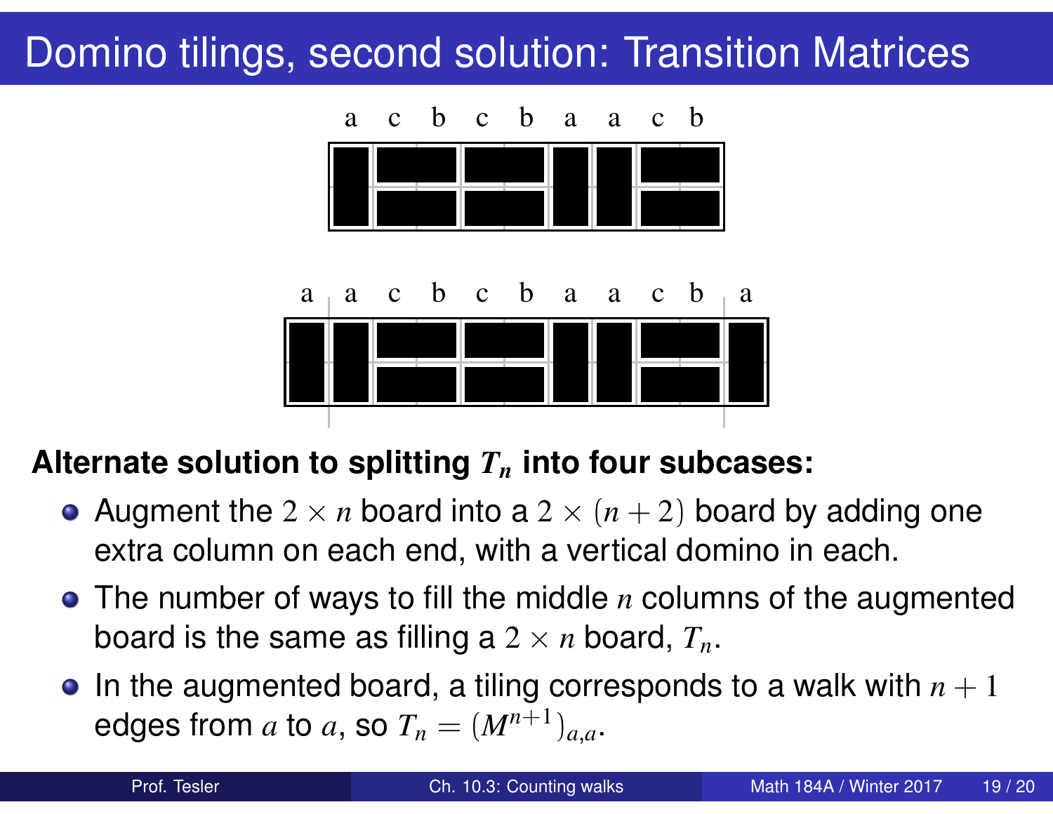# Domino tilings, second solution: Transition Matrices

a c b c b a a c b

a a c b c b a a c b a

**Alternate solution to splitting $T_n$ into four subcases:**

- Augment the $2 \times n$ board into a $2 \times (n+2)$ board by adding one extra column on each end, with a vertical domino in each.
- The number of ways to fill the middle $n$ columns of the augmented board is the same as filling a $2 \times n$ board, $T_n$.
- In the augmented board, a tiling corresponds to a walk with $n+1$ edges from $a$ to $a$, so $T_n = (M^{n+1})_{a,a}$.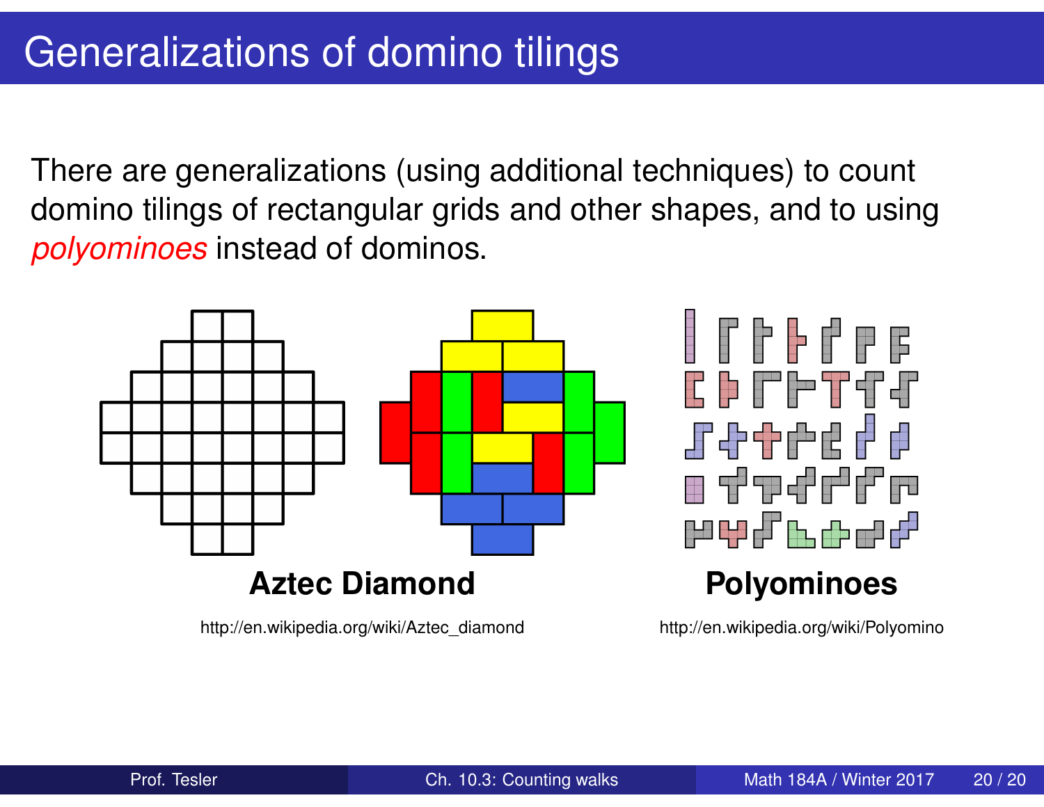# Generalizations of domino tilings

There are generalizations (using additional techniques) to count domino tilings of rectangular grids and other shapes, and to using *polyominoes* instead of dominos.

**Aztec Diamond**

http://en.wikipedia.org/wiki/Aztec_diamond

**Polyominoes**

http://en.wikipedia.org/wiki/Polyomino